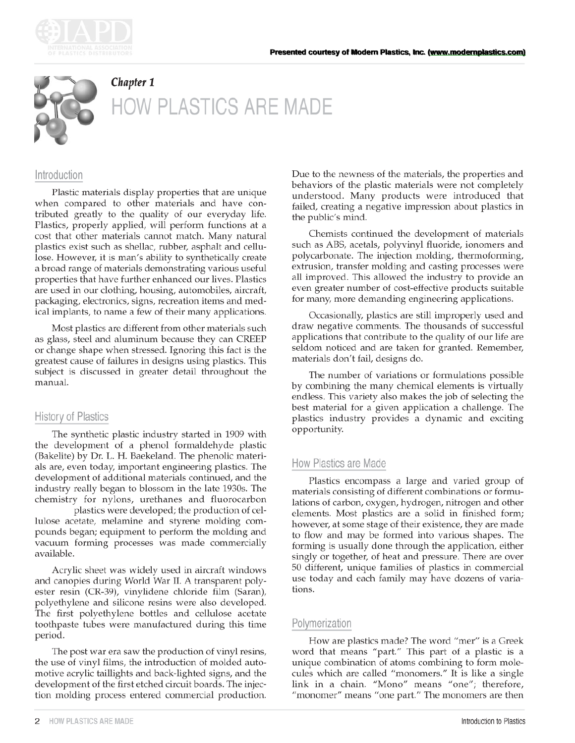## Chapter 1

# HOW PLASTICS ARE MADE

## Introduction

Plastic materials display properties that are unique when compared to other materials and have contributed greatly to the quality of our everyday life. Plastics, properly applied, will perform functions at a cost that other materials cannot match. Many natural plastics exist such as shellac, rubber, asphalt and cellulose. However, it is man's ability to synthetically create a broad range of materials demonstrating various useful properties that have further enhanced our lives. Plastics are used in our clothing, housing, automobiles, aircraft, packaging, electronics, signs, recreation items and medical implants, to name a few of their many applications.

Most plastics are different from other materials such as glass, steel and aluminum because they can CREEP or change shape when stressed. Ignoring this fact is the greatest cause of failures in designs using plastics. This subject is discussed in greater detail throughout the manual.

## History of Plastics

The synthetic plastic industry started in 1909 with the development of a phenol formaldehyde plastic (Bakelite) by Dr. L. H. Baekeland. The phenolic materials are, even today, important engineering plastics. The development of additional materials continued, and the industry really began to blossom in the late 1930s. The chemistry for nylons, urethanes and fluorocarbon plastics were developed; the production of cellulose acetate, melamine and styrene molding compounds began; equipment to perform the molding and vacuum forming processes was made commercially available.

Acrylic sheet was widely used in aircraft windows and canopies during World War II. A transparent polyester resin (CR-39), vinylidene chloride film (Saran), polyethylene and silicone resins were also developed. The first polyethylene bottles and cellulose acetate toothpaste tubes were manufactured during this time period.

The post war era saw the production of vinyl resins, the use of vinyl films, the introduction of molded automotive acrylic taillights and back-lighted signs, and the development of the first etched circuit boards. The injection molding process entered commercial production. Due to the newness of the materials, the properties and behaviors of the plastic materials were not completely understood. Many products were introduced that failed, creating a negative impression about plastics in the public's mind.

Chemists continued the development of materials such as ABS, acetals, polyvinyl fluoride, ionomers and polycarbonate. The injection molding, thermoforming, extrusion, transfer molding and casting processes were all improved. This allowed the industry to provide an even greater number of cost-effective products suitable for many, more demanding engineering applications.

Occasionally, plastics are still improperly used and draw negative comments. The thousands of successful applications that contribute to the quality of our life are seldom noticed and are taken for granted. Remember, materials don't fail, designs do.

The number of variations or formulations possible by combining the many chemical elements is virtually endless. This variety also makes the job of selecting the best material for a given application a challenge. The plastics industry provides a dynamic and exciting opportunity.

## How Plastics are Made

Plastics encompass a large and varied group of materials consisting of different combinations or formulations of carbon, oxygen, hydrogen, nitrogen and other elements. Most plastics are a solid in finished form; however, at some stage of their existence, they are made to flow and may be formed into various shapes. The forming is usually done through the application, either singly or together, of heat and pressure. There are over 50 different, unique families of plastics in commercial use today and each family may have dozens of variations.

## Polymerization

How are plastics made? The word "mer" is a Greek word that means "part." This part of a plastic is a unique combination of atoms combining to form molecules which are called "monomers." It is like a single link in a chain. "Mono" means "one"; therefore, "monomer" means "one part." The monomers are then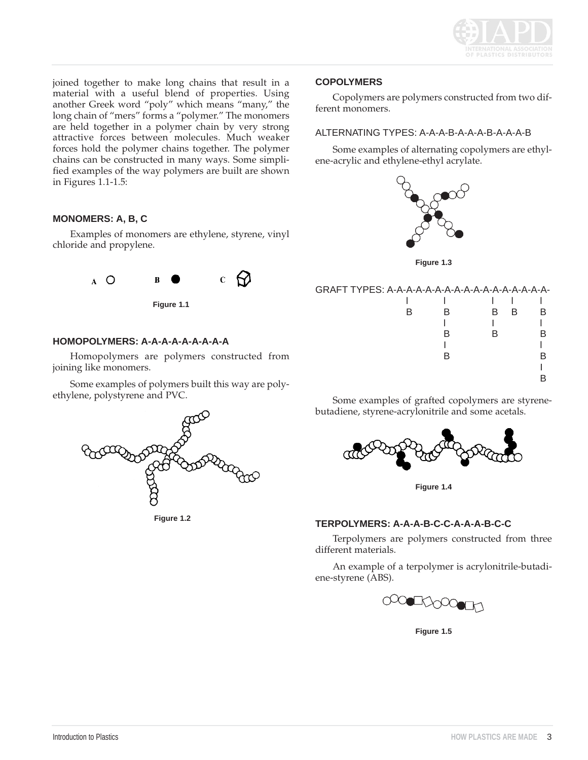joined together to make long chains that result in a material with a useful blend of properties. Using another Greek word "poly" which means "many," the long chain of "mers" forms a "polymer." The monomers are held together in a polymer chain by very strong attractive forces between molecules. Much weaker forces hold the polymer chains together. The polymer chains can be constructed in many ways. Some simplified examples of the way polymers are built are shown in Figures 1.1-1.5:

## MONOMERS: A, B, C

Examples of monomers are ethylene, styrene, vinyl chloride and propylene.

A B C

Figure 1.1

## HOMOPOLYMERS: A-A-A-A-A-A-A-A-A

Homopolymers are polymers constructed from joining like monomers.

Some examples of polymers built this way are polyethylene, polystyrene and PVC.

Figure 1.2

## COPOLYMERS

Copolymers are polymers constructed from two different monomers.

### ALTERNATING TYPES: A-A-A-B-A-A-A-B-A-A-A-B

Some examples of alternating copolymers are ethylene-acrylic and ethylene-ethyl acrylate.

Figure 1.3

### GRAFT TYPES: A-A-A-A-A-A-A-A-A-A-A-A-A-A-A-A-A-A-

```
GRAFT TYPES: A-A-A-A-A-A-A-A-A-A-A-A-A-A-A-A-A-A-
                 |     |     |  |  |
                 B     B     B  B  B
                       |     |     |
                       B     B     B
                       |           |
                       B           B
                                   |
                                   B
```

Some examples of grafted copolymers are styrene-butadiene, styrene-acrylonitrile and some acetals.

Figure 1.4

## TERPOLYMERS: A-A-A-B-C-C-A-A-A-B-C-C

Terpolymers are polymers constructed from three different materials.

An example of a terpolymer is acrylonitrile-butadiene-styrene (ABS).

Figure 1.5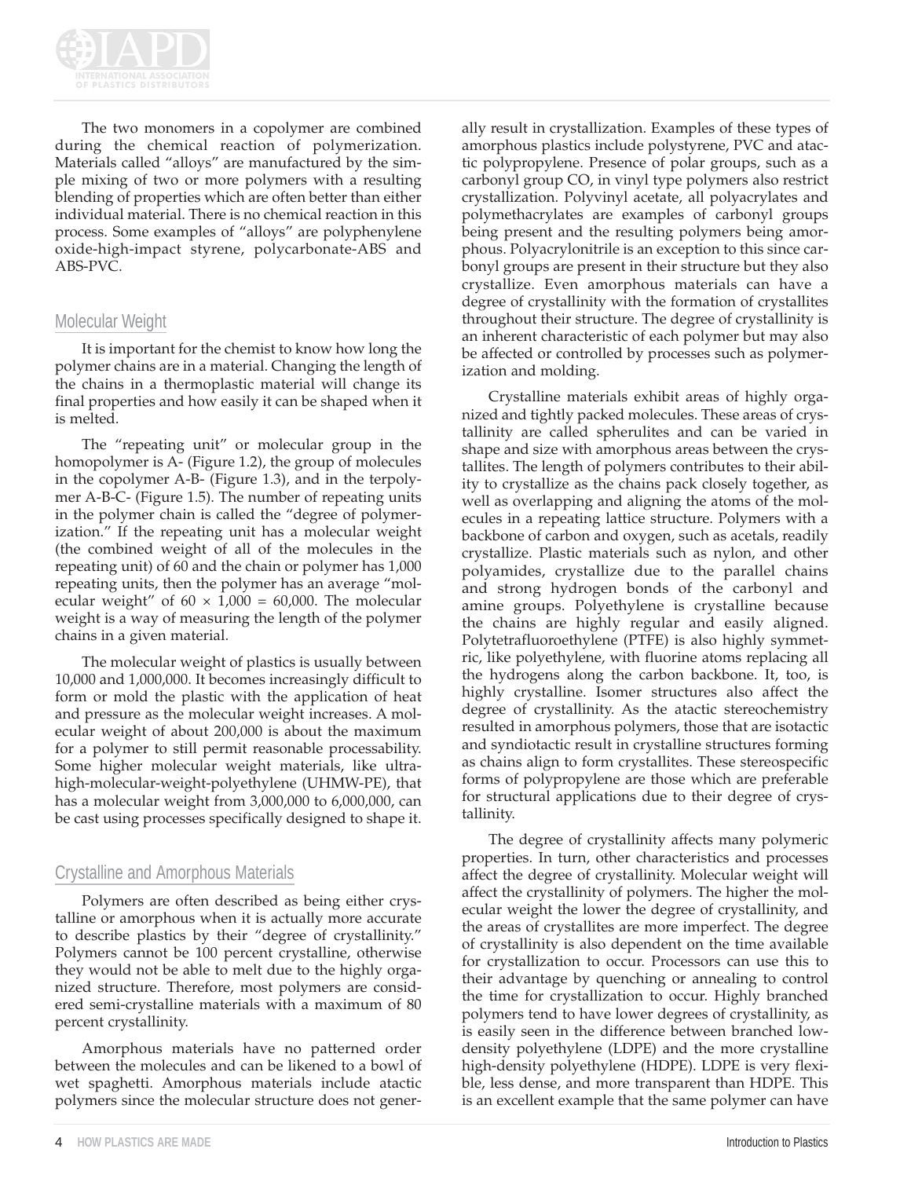The two monomers in a copolymer are combined during the chemical reaction of polymerization. Materials called "alloys" are manufactured by the simple mixing of two or more polymers with a resulting blending of properties which are often better than either individual material. There is no chemical reaction in this process. Some examples of "alloys" are polyphenylene oxide-high-impact styrene, polycarbonate-ABS and ABS-PVC.

## Molecular Weight

It is important for the chemist to know how long the polymer chains are in a material. Changing the length of the chains in a thermoplastic material will change its final properties and how easily it can be shaped when it is melted.

The "repeating unit" or molecular group in the homopolymer is A- (Figure 1.2), the group of molecules in the copolymer A-B- (Figure 1.3), and in the terpolymer A-B-C- (Figure 1.5). The number of repeating units in the polymer chain is called the "degree of polymerization." If the repeating unit has a molecular weight (the combined weight of all of the molecules in the repeating unit) of 60 and the chain or polymer has 1,000 repeating units, then the polymer has an average "molecular weight" of $60 \times 1{,}000 = 60{,}000$. The molecular weight is a way of measuring the length of the polymer chains in a given material.

The molecular weight of plastics is usually between 10,000 and 1,000,000. It becomes increasingly difficult to form or mold the plastic with the application of heat and pressure as the molecular weight increases. A molecular weight of about 200,000 is about the maximum for a polymer to still permit reasonable processability. Some higher molecular weight materials, like ultra-high-molecular-weight-polyethylene (UHMW-PE), that has a molecular weight from 3,000,000 to 6,000,000, can be cast using processes specifically designed to shape it.

## Crystalline and Amorphous Materials

Polymers are often described as being either crystalline or amorphous when it is actually more accurate to describe plastics by their "degree of crystallinity." Polymers cannot be 100 percent crystalline, otherwise they would not be able to melt due to the highly organized structure. Therefore, most polymers are considered semi-crystalline materials with a maximum of 80 percent crystallinity.

Amorphous materials have no patterned order between the molecules and can be likened to a bowl of wet spaghetti. Amorphous materials include atactic polymers since the molecular structure does not generally result in crystallization. Examples of these types of amorphous plastics include polystyrene, PVC and atactic polypropylene. Presence of polar groups, such as a carbonyl group CO, in vinyl type polymers also restrict crystallization. Polyvinyl acetate, all polyacrylates and polymethacrylates are examples of carbonyl groups being present and the resulting polymers being amorphous. Polyacrylonitrile is an exception to this since carbonyl groups are present in their structure but they also crystallize. Even amorphous materials can have a degree of crystallinity with the formation of crystallites throughout their structure. The degree of crystallinity is an inherent characteristic of each polymer but may also be affected or controlled by processes such as polymerization and molding.

Crystalline materials exhibit areas of highly organized and tightly packed molecules. These areas of crystallinity are called spherulites and can be varied in shape and size with amorphous areas between the crystallites. The length of polymers contributes to their ability to crystallize as the chains pack closely together, as well as overlapping and aligning the atoms of the molecules in a repeating lattice structure. Polymers with a backbone of carbon and oxygen, such as acetals, readily crystallize. Plastic materials such as nylon, and other polyamides, crystallize due to the parallel chains and strong hydrogen bonds of the carbonyl and amine groups. Polyethylene is crystalline because the chains are highly regular and easily aligned. Polytetrafluoroethylene (PTFE) is also highly symmetric, like polyethylene, with fluorine atoms replacing all the hydrogens along the carbon backbone. It, too, is highly crystalline. Isomer structures also affect the degree of crystallinity. As the atactic stereochemistry resulted in amorphous polymers, those that are isotactic and syndiotactic result in crystalline structures forming as chains align to form crystallites. These stereospecific forms of polypropylene are those which are preferable for structural applications due to their degree of crystallinity.

The degree of crystallinity affects many polymeric properties. In turn, other characteristics and processes affect the degree of crystallinity. Molecular weight will affect the crystallinity of polymers. The higher the molecular weight the lower the degree of crystallinity, and the areas of crystallites are more imperfect. The degree of crystallinity is also dependent on the time available for crystallization to occur. Processors can use this to their advantage by quenching or annealing to control the time for crystallization to occur. Highly branched polymers tend to have lower degrees of crystallinity, as is easily seen in the difference between branched low-density polyethylene (LDPE) and the more crystalline high-density polyethylene (HDPE). LDPE is very flexible, less dense, and more transparent than HDPE. This is an excellent example that the same polymer can have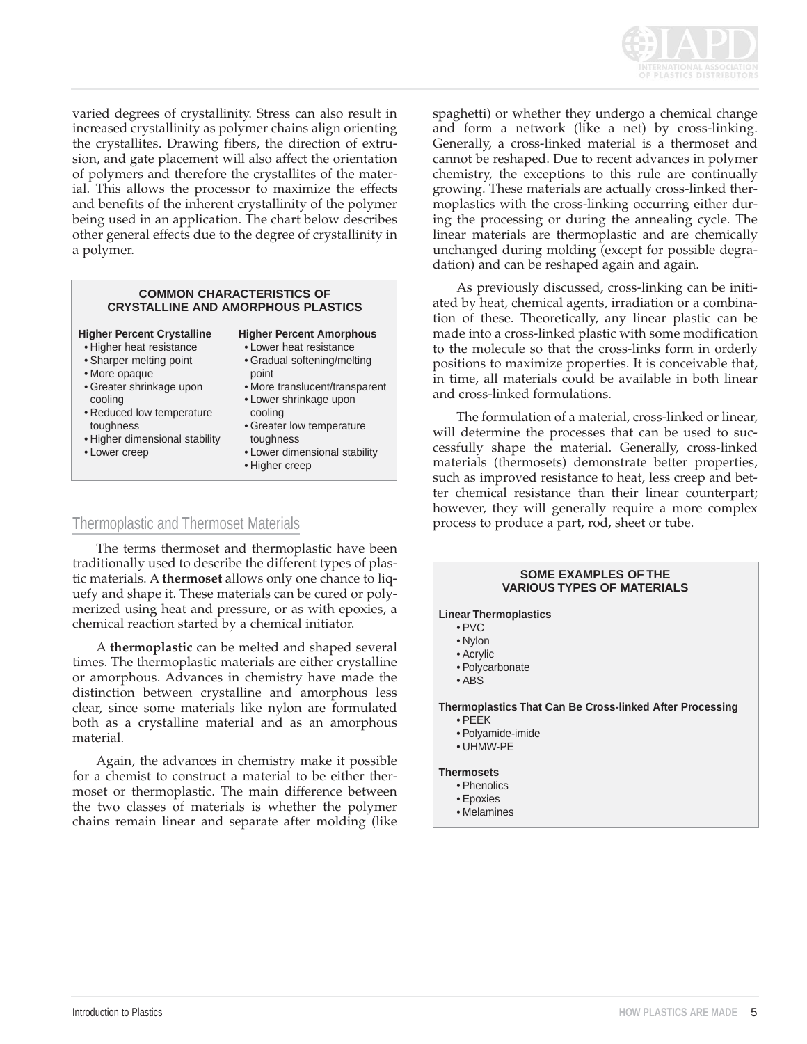varied degrees of crystallinity. Stress can also result in increased crystallinity as polymer chains align orienting the crystallites. Drawing fibers, the direction of extrusion, and gate placement will also affect the orientation of polymers and therefore the crystallites of the material. This allows the processor to maximize the effects and benefits of the inherent crystallinity of the polymer being used in an application. The chart below describes other general effects due to the degree of crystallinity in a polymer.

**COMMON CHARACTERISTICS OF CRYSTALLINE AND AMORPHOUS PLASTICS**

| Higher Percent Crystalline | Higher Percent Amorphous |
|---|---|
| • Higher heat resistance | • Lower heat resistance |
| • Sharper melting point | • Gradual softening/melting point |
| • More opaque | • More translucent/transparent |
| • Greater shrinkage upon cooling | • Lower shrinkage upon cooling |
| • Reduced low temperature toughness | • Greater low temperature toughness |
| • Higher dimensional stability | • Lower dimensional stability |
| • Lower creep | • Higher creep |

## Thermoplastic and Thermoset Materials

The terms thermoset and thermoplastic have been traditionally used to describe the different types of plastic materials. A **thermoset** allows only one chance to liquefy and shape it. These materials can be cured or polymerized using heat and pressure, or as with epoxies, a chemical reaction started by a chemical initiator.

A **thermoplastic** can be melted and shaped several times. The thermoplastic materials are either crystalline or amorphous. Advances in chemistry have made the distinction between crystalline and amorphous less clear, since some materials like nylon are formulated both as a crystalline material and as an amorphous material.

Again, the advances in chemistry make it possible for a chemist to construct a material to be either thermoset or thermoplastic. The main difference between the two classes of materials is whether the polymer chains remain linear and separate after molding (like spaghetti) or whether they undergo a chemical change and form a network (like a net) by cross-linking. Generally, a cross-linked material is a thermoset and cannot be reshaped. Due to recent advances in polymer chemistry, the exceptions to this rule are continually growing. These materials are actually cross-linked thermoplastics with the cross-linking occurring either during the processing or during the annealing cycle. The linear materials are thermoplastic and are chemically unchanged during molding (except for possible degradation) and can be reshaped again and again.

As previously discussed, cross-linking can be initiated by heat, chemical agents, irradiation or a combination of these. Theoretically, any linear plastic can be made into a cross-linked plastic with some modification to the molecule so that the cross-links form in orderly positions to maximize properties. It is conceivable that, in time, all materials could be available in both linear and cross-linked formulations.

The formulation of a material, cross-linked or linear, will determine the processes that can be used to successfully shape the material. Generally, cross-linked materials (thermosets) demonstrate better properties, such as improved resistance to heat, less creep and better chemical resistance than their linear counterpart; however, they will generally require a more complex process to produce a part, rod, sheet or tube.

**SOME EXAMPLES OF THE VARIOUS TYPES OF MATERIALS**

**Linear Thermoplastics**
- PVC
- Nylon
- Acrylic
- Polycarbonate
- ABS

**Thermoplastics That Can Be Cross-linked After Processing**
- PEEK
- Polyamide-imide
- UHMW-PE

**Thermosets**
- Phenolics
- Epoxies
- Melamines